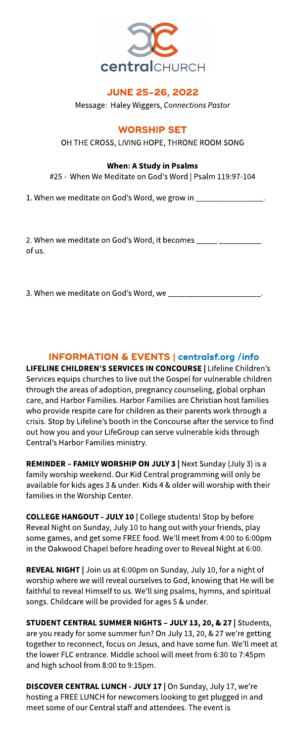centralCHURCH

## JUNE 25-26, 2022

Message: Haley Wiggers, *Connections Pastor*

## WORSHIP SET

OH THE CROSS, LIVING HOPE, THRONE ROOM SONG

**When: A Study in Psalms**

#25 - When We Meditate on God's Word | Psalm 119:97-104

1. When we meditate on God's Word, we grow in _______________.

2. When we meditate on God's Word, it becomes _____ _________ of us.

3. When we meditate on God's Word, we ____________________.

## INFORMATION & EVENTS | centralsf.org /info

**LIFELINE CHILDREN'S SERVICES IN CONCOURSE |** Lifeline Children's Services equips churches to live out the Gospel for vulnerable children through the areas of adoption, pregnancy counseling, global orphan care, and Harbor Families. Harbor Families are Christian host families who provide respite care for children as their parents work through a crisis. Stop by Lifeline's booth in the Concourse after the service to find out how you and your LifeGroup can serve vulnerable kids through Central's Harbor Families ministry.

**REMINDER – FAMILY WORSHIP ON JULY 3 |** Next Sunday (July 3) is a family worship weekend. Our Kid Central programming will only be available for kids ages 3 & under. Kids 4 & older will worship with their families in the Worship Center.

**COLLEGE HANGOUT - JULY 10 |** College students! Stop by before Reveal Night on Sunday, July 10 to hang out with your friends, play some games, and get some FREE food. We'll meet from 4:00 to 6:00pm in the Oakwood Chapel before heading over to Reveal Night at 6:00.

**REVEAL NIGHT |** Join us at 6:00pm on Sunday, July 10, for a night of worship where we will reveal ourselves to God, knowing that He will be faithful to reveal Himself to us. We'll sing psalms, hymns, and spiritual songs. Childcare will be provided for ages 5 & under.

**STUDENT CENTRAL SUMMER NIGHTS – JULY 13, 20, & 27 |** Students, are you ready for some summer fun? On July 13, 20, & 27 we're getting together to reconnect, focus on Jesus, and have some fun. We'll meet at the lower FLC entrance. Middle school will meet from 6:30 to 7:45pm and high school from 8:00 to 9:15pm.

**DISCOVER CENTRAL LUNCH - JULY 17 |** On Sunday, July 17, we're hosting a FREE LUNCH for newcomers looking to get plugged in and meet some of our Central staff and attendees. The event is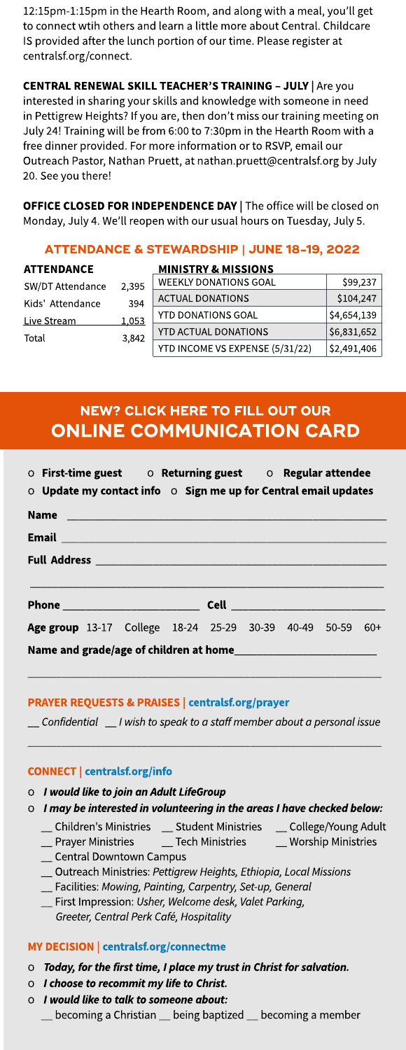12:15pm-1:15pm in the Hearth Room, and along with a meal, you'll get to connect wtih others and learn a little more about Central. Childcare IS provided after the lunch portion of our time. Please register at centralsf.org/connect.

**CENTRAL RENEWAL SKILL TEACHER'S TRAINING – JULY** | Are you interested in sharing your skills and knowledge with someone in need in Pettigrew Heights? If you are, then don't miss our training meeting on July 24! Training will be from 6:00 to 7:30pm in the Hearth Room with a free dinner provided. For more information or to RSVP, email our Outreach Pastor, Nathan Pruett, at nathan.pruett@centralsf.org by July 20. See you there!

**OFFICE CLOSED FOR INDEPENDENCE DAY** | The office will be closed on Monday, July 4. We'll reopen with our usual hours on Tuesday, July 5.

## ATTENDANCE & STEWARDSHIP | JUNE 18-19, 2022

**ATTENDANCE**

| | |
|---|---|
| SW/DT Attendance | 2,395 |
| Kids' Attendance | 394 |
| Live Stream | 1,053 |
| Total | 3,842 |

**MINISTRY & MISSIONS**

| | |
|---|---|
| WEEKLY DONATIONS GOAL | $99,237 |
| ACTUAL DONATIONS | $104,247 |
| YTD DONATIONS GOAL | $4,654,139 |
| YTD ACTUAL DONATIONS | $6,831,652 |
| YTD INCOME VS EXPENSE (5/31/22) | $2,491,406 |

## NEW? CLICK HERE TO FILL OUT OUR ONLINE COMMUNICATION CARD

○ **First-time guest** ○ **Returning guest** ○ **Regular attendee**
○ **Update my contact info** ○ **Sign me up for Central email updates**

**Name** ________________________________________

**Email** ________________________________________

**Full Address** ________________________________________

________________________________________

**Phone** ____________________ **Cell** ____________________

**Age group** 13-17 College 18-24 25-29 30-39 40-49 50-59 60+

**Name and grade/age of children at home** ____________________

________________________________________

**PRAYER REQUESTS & PRAISES | centralsf.org/prayer**

__ *Confidential* __ *I wish to speak to a staff member about a personal issue*

________________________________________

**CONNECT | centralsf.org/info**

○ ***I would like to join an Adult LifeGroup***
○ ***I may be interested in volunteering in the areas I have checked below:***
- __ Children's Ministries __ Student Ministries __ College/Young Adult
- __ Prayer Ministries __ Tech Ministries __ Worship Ministries
- __ Central Downtown Campus
- __ Outreach Ministries: *Pettigrew Heights, Ethiopia, Local Missions*
- __ Facilities: *Mowing, Painting, Carpentry, Set-up, General*
- __ First Impression: *Usher, Welcome desk, Valet Parking, Greeter, Central Perk Café, Hospitality*

**MY DECISION | centralsf.org/connectme**

○ ***Today, for the first time, I place my trust in Christ for salvation.***
○ ***I choose to recommit my life to Christ.***
○ ***I would like to talk to someone about:***
__ becoming a Christian __ being baptized __ becoming a member